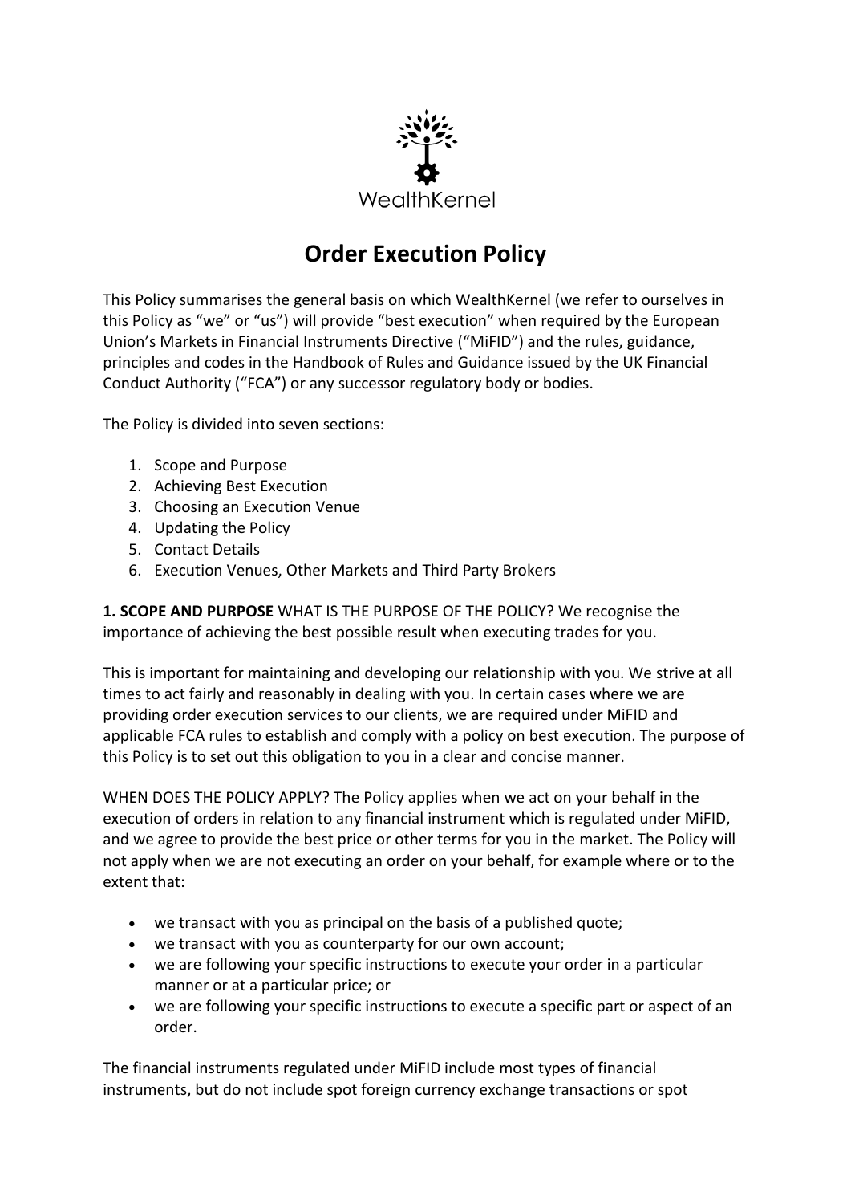WealthKernel

# Order Execution Policy

This Policy summarises the general basis on which WealthKernel (we refer to ourselves in this Policy as "we" or "us") will provide "best execution" when required by the European Union's Markets in Financial Instruments Directive ("MiFID") and the rules, guidance, principles and codes in the Handbook of Rules and Guidance issued by the UK Financial Conduct Authority ("FCA") or any successor regulatory body or bodies.

The Policy is divided into seven sections:

1. Scope and Purpose
2. Achieving Best Execution
3. Choosing an Execution Venue
4. Updating the Policy
5. Contact Details
6. Execution Venues, Other Markets and Third Party Brokers

**1. SCOPE AND PURPOSE** WHAT IS THE PURPOSE OF THE POLICY? We recognise the importance of achieving the best possible result when executing trades for you.

This is important for maintaining and developing our relationship with you. We strive at all times to act fairly and reasonably in dealing with you. In certain cases where we are providing order execution services to our clients, we are required under MiFID and applicable FCA rules to establish and comply with a policy on best execution. The purpose of this Policy is to set out this obligation to you in a clear and concise manner.

WHEN DOES THE POLICY APPLY? The Policy applies when we act on your behalf in the execution of orders in relation to any financial instrument which is regulated under MiFID, and we agree to provide the best price or other terms for you in the market. The Policy will not apply when we are not executing an order on your behalf, for example where or to the extent that:

- we transact with you as principal on the basis of a published quote;
- we transact with you as counterparty for our own account;
- we are following your specific instructions to execute your order in a particular manner or at a particular price; or
- we are following your specific instructions to execute a specific part or aspect of an order.

The financial instruments regulated under MiFID include most types of financial instruments, but do not include spot foreign currency exchange transactions or spot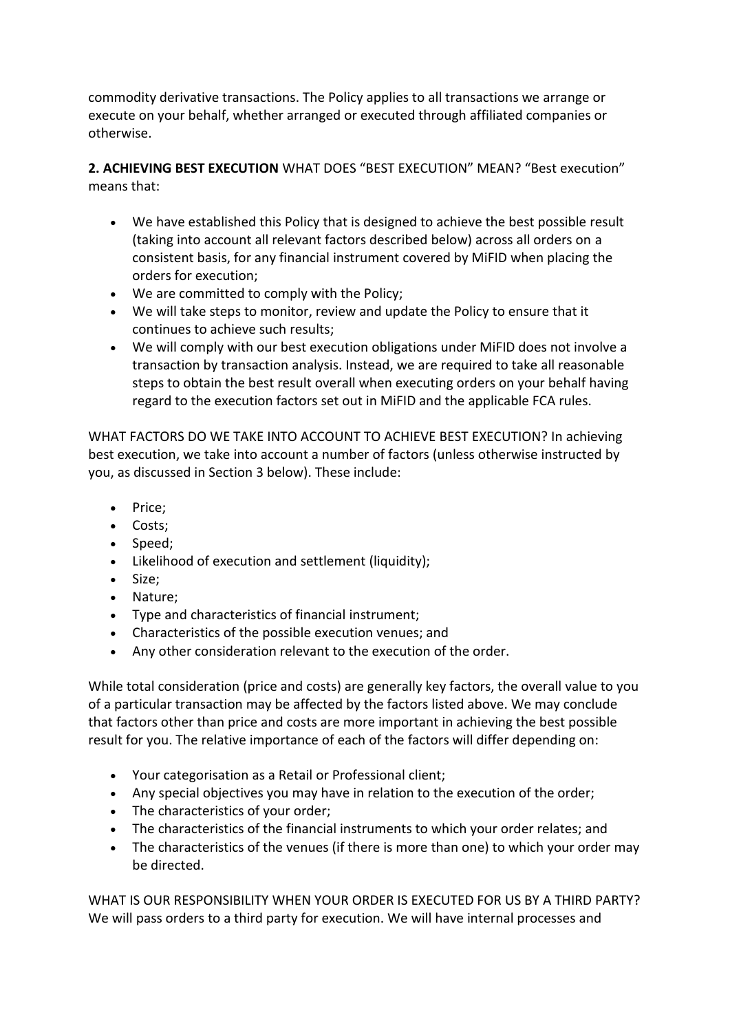commodity derivative transactions. The Policy applies to all transactions we arrange or execute on your behalf, whether arranged or executed through affiliated companies or otherwise.

**2. ACHIEVING BEST EXECUTION** WHAT DOES "BEST EXECUTION" MEAN? "Best execution" means that:

- We have established this Policy that is designed to achieve the best possible result (taking into account all relevant factors described below) across all orders on a consistent basis, for any financial instrument covered by MiFID when placing the orders for execution;
- We are committed to comply with the Policy;
- We will take steps to monitor, review and update the Policy to ensure that it continues to achieve such results;
- We will comply with our best execution obligations under MiFID does not involve a transaction by transaction analysis. Instead, we are required to take all reasonable steps to obtain the best result overall when executing orders on your behalf having regard to the execution factors set out in MiFID and the applicable FCA rules.

WHAT FACTORS DO WE TAKE INTO ACCOUNT TO ACHIEVE BEST EXECUTION? In achieving best execution, we take into account a number of factors (unless otherwise instructed by you, as discussed in Section 3 below). These include:

- Price;
- Costs;
- Speed;
- Likelihood of execution and settlement (liquidity);
- Size;
- Nature;
- Type and characteristics of financial instrument;
- Characteristics of the possible execution venues; and
- Any other consideration relevant to the execution of the order.

While total consideration (price and costs) are generally key factors, the overall value to you of a particular transaction may be affected by the factors listed above. We may conclude that factors other than price and costs are more important in achieving the best possible result for you. The relative importance of each of the factors will differ depending on:

- Your categorisation as a Retail or Professional client;
- Any special objectives you may have in relation to the execution of the order;
- The characteristics of your order;
- The characteristics of the financial instruments to which your order relates; and
- The characteristics of the venues (if there is more than one) to which your order may be directed.

WHAT IS OUR RESPONSIBILITY WHEN YOUR ORDER IS EXECUTED FOR US BY A THIRD PARTY? We will pass orders to a third party for execution. We will have internal processes and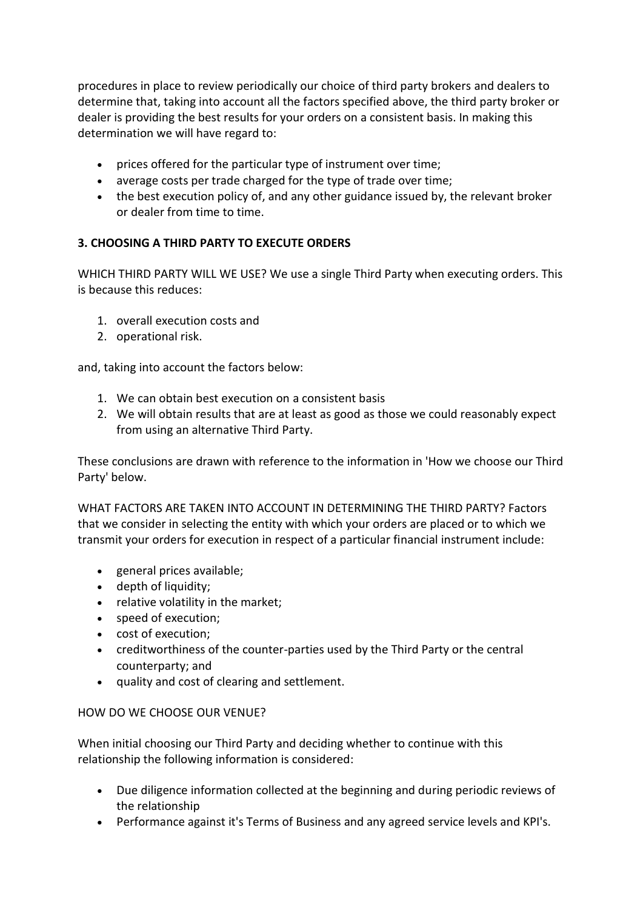procedures in place to review periodically our choice of third party brokers and dealers to determine that, taking into account all the factors specified above, the third party broker or dealer is providing the best results for your orders on a consistent basis. In making this determination we will have regard to:

- prices offered for the particular type of instrument over time;
- average costs per trade charged for the type of trade over time;
- the best execution policy of, and any other guidance issued by, the relevant broker or dealer from time to time.

**3. CHOOSING A THIRD PARTY TO EXECUTE ORDERS**

WHICH THIRD PARTY WILL WE USE? We use a single Third Party when executing orders. This is because this reduces:

1. overall execution costs and
2. operational risk.

and, taking into account the factors below:

1. We can obtain best execution on a consistent basis
2. We will obtain results that are at least as good as those we could reasonably expect from using an alternative Third Party.

These conclusions are drawn with reference to the information in 'How we choose our Third Party' below.

WHAT FACTORS ARE TAKEN INTO ACCOUNT IN DETERMINING THE THIRD PARTY? Factors that we consider in selecting the entity with which your orders are placed or to which we transmit your orders for execution in respect of a particular financial instrument include:

- general prices available;
- depth of liquidity;
- relative volatility in the market;
- speed of execution;
- cost of execution;
- creditworthiness of the counter-parties used by the Third Party or the central counterparty; and
- quality and cost of clearing and settlement.

HOW DO WE CHOOSE OUR VENUE?

When initial choosing our Third Party and deciding whether to continue with this relationship the following information is considered:

- Due diligence information collected at the beginning and during periodic reviews of the relationship
- Performance against it's Terms of Business and any agreed service levels and KPI's.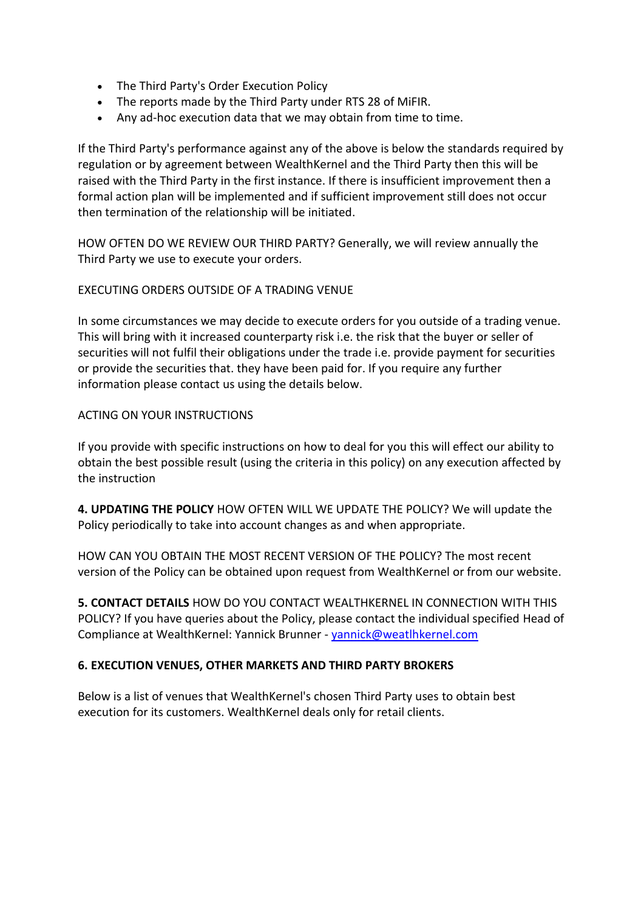- The Third Party's Order Execution Policy
- The reports made by the Third Party under RTS 28 of MiFIR.
- Any ad-hoc execution data that we may obtain from time to time.

If the Third Party's performance against any of the above is below the standards required by regulation or by agreement between WealthKernel and the Third Party then this will be raised with the Third Party in the first instance. If there is insufficient improvement then a formal action plan will be implemented and if sufficient improvement still does not occur then termination of the relationship will be initiated.

HOW OFTEN DO WE REVIEW OUR THIRD PARTY? Generally, we will review annually the Third Party we use to execute your orders.

EXECUTING ORDERS OUTSIDE OF A TRADING VENUE

In some circumstances we may decide to execute orders for you outside of a trading venue. This will bring with it increased counterparty risk i.e. the risk that the buyer or seller of securities will not fulfil their obligations under the trade i.e. provide payment for securities or provide the securities that. they have been paid for. If you require any further information please contact us using the details below.

ACTING ON YOUR INSTRUCTIONS

If you provide with specific instructions on how to deal for you this will effect our ability to obtain the best possible result (using the criteria in this policy) on any execution affected by the instruction

**4. UPDATING THE POLICY** HOW OFTEN WILL WE UPDATE THE POLICY? We will update the Policy periodically to take into account changes as and when appropriate.

HOW CAN YOU OBTAIN THE MOST RECENT VERSION OF THE POLICY? The most recent version of the Policy can be obtained upon request from WealthKernel or from our website.

**5. CONTACT DETAILS** HOW DO YOU CONTACT WEALTHKERNEL IN CONNECTION WITH THIS POLICY? If you have queries about the Policy, please contact the individual specified Head of Compliance at WealthKernel: Yannick Brunner - yannick@weatlhkernel.com

**6. EXECUTION VENUES, OTHER MARKETS AND THIRD PARTY BROKERS**

Below is a list of venues that WealthKernel's chosen Third Party uses to obtain best execution for its customers. WealthKernel deals only for retail clients.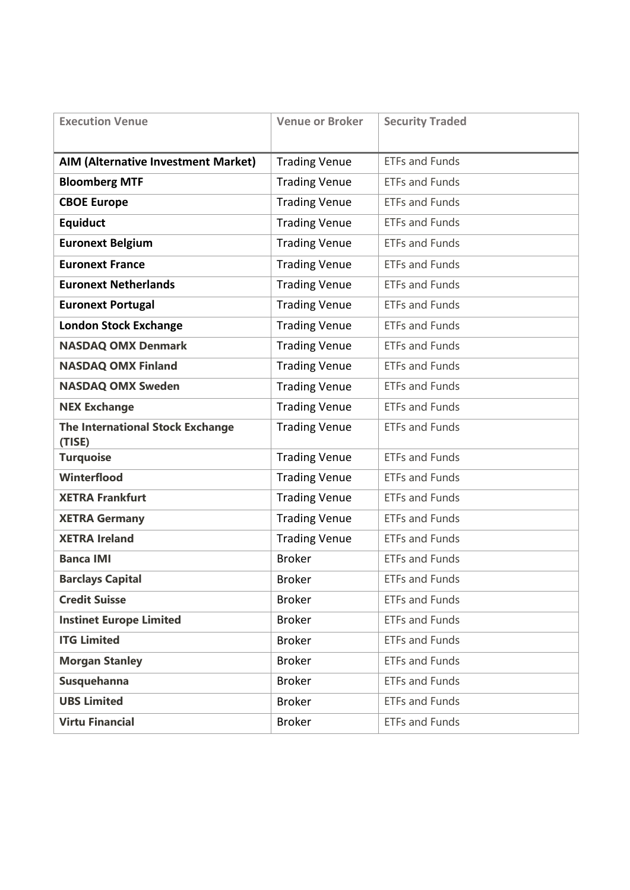| Execution Venue | Venue or Broker | Security Traded |
|---|---|---|
| **AIM (Alternative Investment Market)** | Trading Venue | ETFs and Funds |
| **Bloomberg MTF** | Trading Venue | ETFs and Funds |
| **CBOE Europe** | Trading Venue | ETFs and Funds |
| **Equiduct** | Trading Venue | ETFs and Funds |
| **Euronext Belgium** | Trading Venue | ETFs and Funds |
| **Euronext France** | Trading Venue | ETFs and Funds |
| **Euronext Netherlands** | Trading Venue | ETFs and Funds |
| **Euronext Portugal** | Trading Venue | ETFs and Funds |
| **London Stock Exchange** | Trading Venue | ETFs and Funds |
| **NASDAQ OMX Denmark** | Trading Venue | ETFs and Funds |
| **NASDAQ OMX Finland** | Trading Venue | ETFs and Funds |
| **NASDAQ OMX Sweden** | Trading Venue | ETFs and Funds |
| **NEX Exchange** | Trading Venue | ETFs and Funds |
| **The International Stock Exchange (TISE)** | Trading Venue | ETFs and Funds |
| **Turquoise** | Trading Venue | ETFs and Funds |
| **Winterflood** | Trading Venue | ETFs and Funds |
| **XETRA Frankfurt** | Trading Venue | ETFs and Funds |
| **XETRA Germany** | Trading Venue | ETFs and Funds |
| **XETRA Ireland** | Trading Venue | ETFs and Funds |
| **Banca IMI** | Broker | ETFs and Funds |
| **Barclays Capital** | Broker | ETFs and Funds |
| **Credit Suisse** | Broker | ETFs and Funds |
| **Instinet Europe Limited** | Broker | ETFs and Funds |
| **ITG Limited** | Broker | ETFs and Funds |
| **Morgan Stanley** | Broker | ETFs and Funds |
| **Susquehanna** | Broker | ETFs and Funds |
| **UBS Limited** | Broker | ETFs and Funds |
| **Virtu Financial** | Broker | ETFs and Funds |